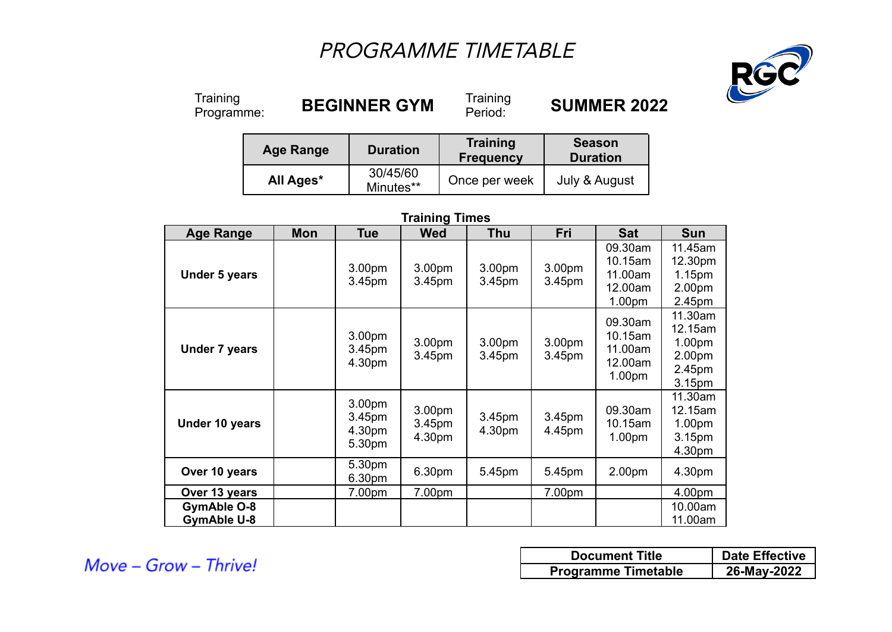# PROGRAMME TIMETABLE

RGC

Training Programme: **BEGINNER GYM** Training Period: **SUMMER 2022**

| Age Range | Duration | Training Frequency | Season Duration |
|---|---|---|---|
| **All Ages*** | 30/45/60 Minutes** | Once per week | July & August |

**Training Times**

| Age Range | Mon | Tue | Wed | Thu | Fri | Sat | Sun |
|---|---|---|---|---|---|---|---|
| **Under 5 years** | | 3.00pm 3.45pm | 3.00pm 3.45pm | 3.00pm 3.45pm | 3.00pm 3.45pm | 09.30am 10.15am 11.00am 12.00am 1.00pm | 11.45am 12.30pm 1.15pm 2.00pm 2.45pm |
| **Under 7 years** | | 3.00pm 3.45pm 4.30pm | 3.00pm 3.45pm | 3.00pm 3.45pm | 3.00pm 3.45pm | 09.30am 10.15am 11.00am 12.00am 1.00pm | 11.30am 12.15am 1.00pm 2.00pm 2.45pm 3.15pm |
| **Under 10 years** | | 3.00pm 3.45pm 4.30pm 5.30pm | 3.00pm 3.45pm 4.30pm | 3.45pm 4.30pm | 3.45pm 4.45pm | 09.30am 10.15am 1.00pm | 11.30am 12.15am 1.00pm 3.15pm 4.30pm |
| **Over 10 years** | | 5.30pm 6.30pm | 6.30pm | 5.45pm | 5.45pm | 2.00pm | 4.30pm |
| **Over 13 years** | | 7.00pm | 7.00pm | | 7.00pm | | 4.00pm |
| **GymAble O-8 GymAble U-8** | | | | | | | 10.00am 11.00am |

*Move – Grow – Thrive!*

| Document Title | Date Effective |
|---|---|
| Programme Timetable | 26-May-2022 |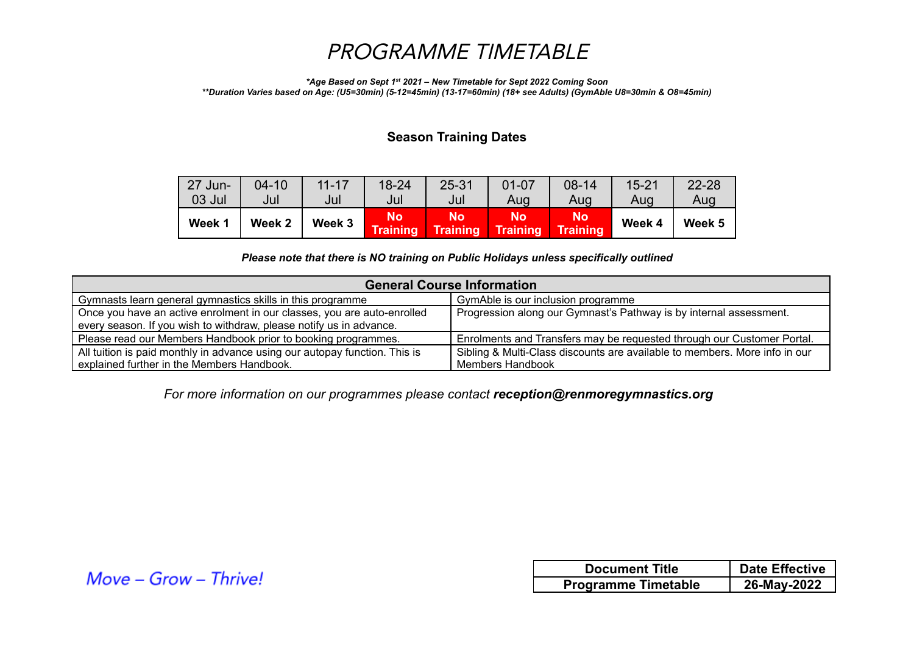# PROGRAMME TIMETABLE

***Age Based on Sept 1st 2021 – New Timetable for Sept 2022 Coming Soon***
*****Duration Varies based on Age: (U5=30min) (5-12=45min) (13-17=60min) (18+ see Adults) (GymAble U8=30min & O8=45min)***

**Season Training Dates**

| 27 Jun-03 Jul | 04-10 Jul | 11-17 Jul | 18-24 Jul | 25-31 Jul | 01-07 Aug | 08-14 Aug | 15-21 Aug | 22-28 Aug |
|---|---|---|---|---|---|---|---|---|
| **Week 1** | **Week 2** | **Week 3** | **No Training** | **No Training** | **No Training** | **No Training** | **Week 4** | **Week 5** |

***Please note that there is NO training on Public Holidays unless specifically outlined***

| **General Course Information** | |
|---|---|
| Gymnasts learn general gymnastics skills in this programme | GymAble is our inclusion programme |
| Once you have an active enrolment in our classes, you are auto-enrolled every season. If you wish to withdraw, please notify us in advance. | Progression along our Gymnast's Pathway is by internal assessment. |
| Please read our Members Handbook prior to booking programmes. | Enrolments and Transfers may be requested through our Customer Portal. |
| All tuition is paid monthly in advance using our autopay function. This is explained further in the Members Handbook. | Sibling & Multi-Class discounts are available to members. More info in our Members Handbook |

*For more information on our programmes please contact* ***reception@renmoregymnastics.org***

*Move – Grow – Thrive!*

| Document Title | Date Effective |
|---|---|
| Programme Timetable | 26-May-2022 |